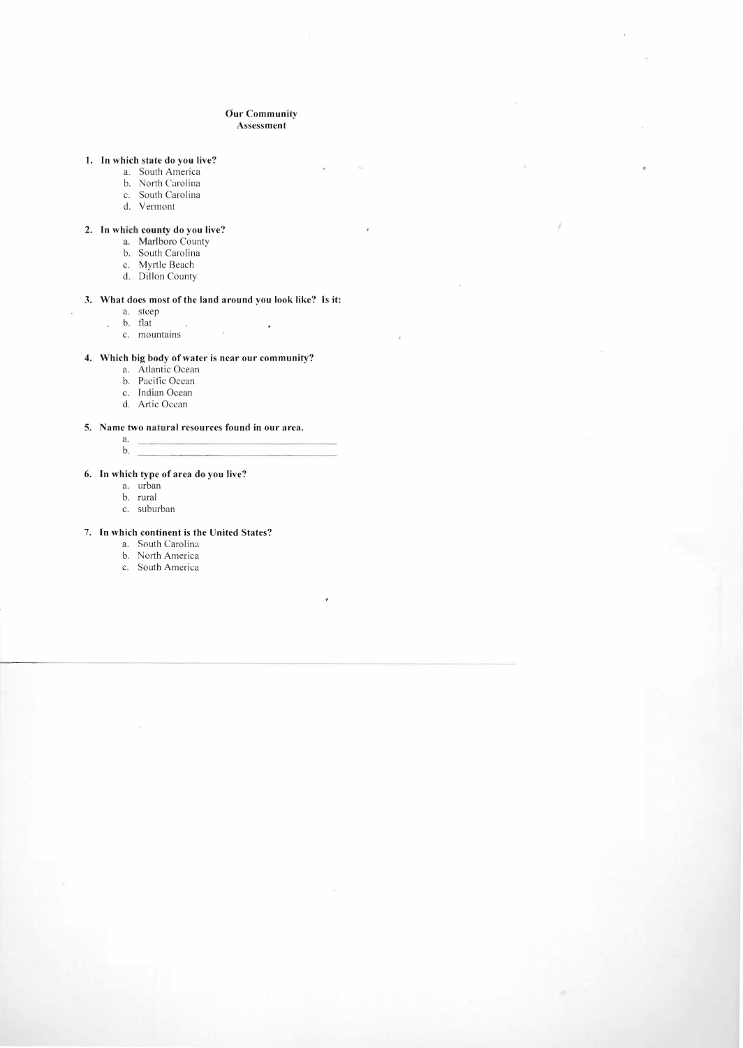**Our Community**
**Assessment**

1. **In which state do you live?**
   a. South America
   b. North Carolina
   c. South Carolina
   d. Vermont

2. **In which county do you live?**
   a. Marlboro County
   b. South Carolina
   c. Myrtle Beach
   d. Dillon County

3. **What does most of the land around you look like? Is it:**
   a. steep
   b. flat
   c. mountains

4. **Which big body of water is near our community?**
   a. Atlantic Ocean
   b. Pacific Ocean
   c. Indian Ocean
   d. Artic Ocean

5. **Name two natural resources found in our area.**
   a. ______________________________
   b. ______________________________

6. **In which type of area do you live?**
   a. urban
   b. rural
   c. suburban

7. **In which continent is the United States?**
   a. South Carolina
   b. North America
   c. South America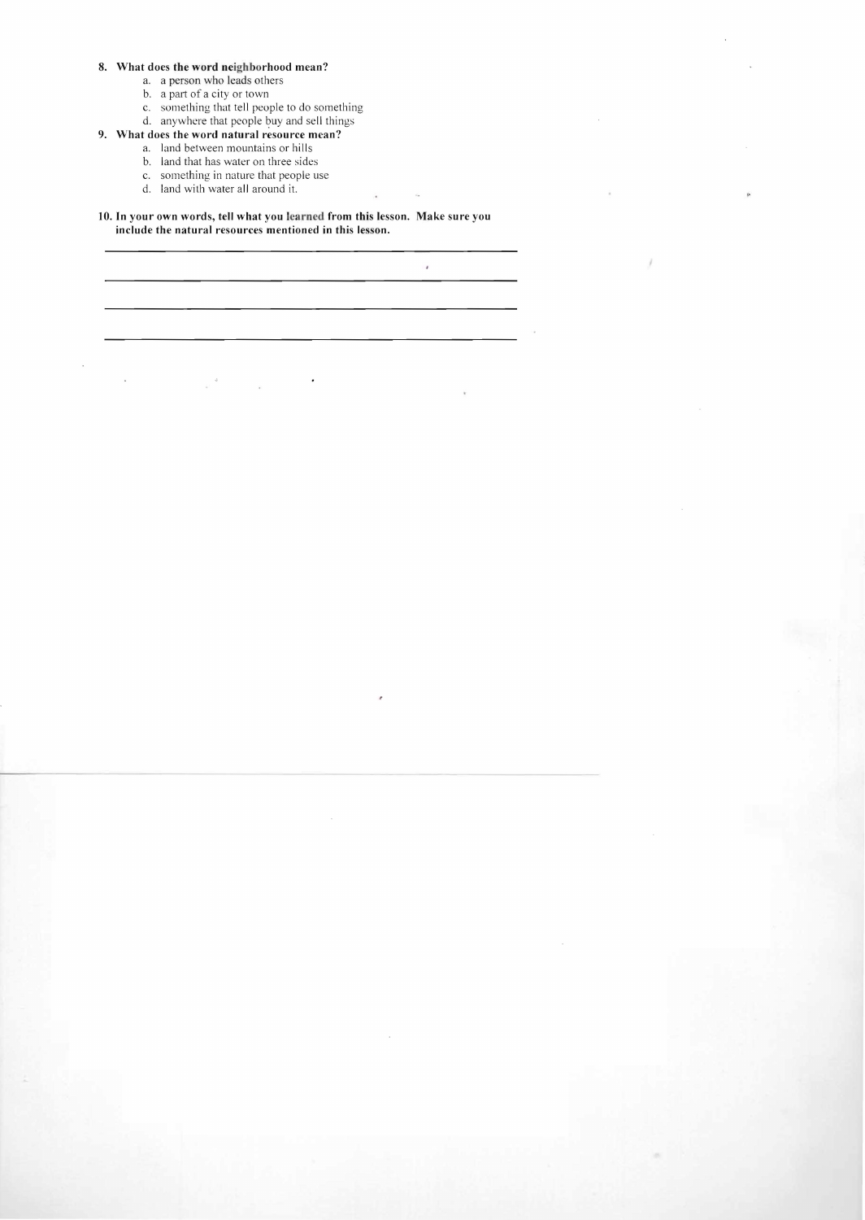**8. What does the word neighborhood mean?**

a. a person who leads others
b. a part of a city or town
c. something that tell people to do something
d. anywhere that people buy and sell things

**9. What does the word natural resource mean?**

a. land between mountains or hills
b. land that has water on three sides
c. something in nature that people use
d. land with water all around it.

**10. In your own words, tell what you learned from this lesson. Make sure you include the natural resources mentioned in this lesson.**

\_\_\_\_\_\_\_\_\_\_\_\_\_\_\_\_\_\_\_\_\_\_\_\_\_\_\_\_\_\_\_\_\_\_\_\_\_\_\_\_\_\_\_\_\_\_\_\_\_\_\_\_\_\_\_\_\_\_\_\_

\_\_\_\_\_\_\_\_\_\_\_\_\_\_\_\_\_\_\_\_\_\_\_\_\_\_\_\_\_\_\_\_\_\_\_\_\_\_\_\_\_\_\_\_\_\_\_\_\_\_\_\_\_\_\_\_\_\_\_\_

\_\_\_\_\_\_\_\_\_\_\_\_\_\_\_\_\_\_\_\_\_\_\_\_\_\_\_\_\_\_\_\_\_\_\_\_\_\_\_\_\_\_\_\_\_\_\_\_\_\_\_\_\_\_\_\_\_\_\_\_

\_\_\_\_\_\_\_\_\_\_\_\_\_\_\_\_\_\_\_\_\_\_\_\_\_\_\_\_\_\_\_\_\_\_\_\_\_\_\_\_\_\_\_\_\_\_\_\_\_\_\_\_\_\_\_\_\_\_\_\_